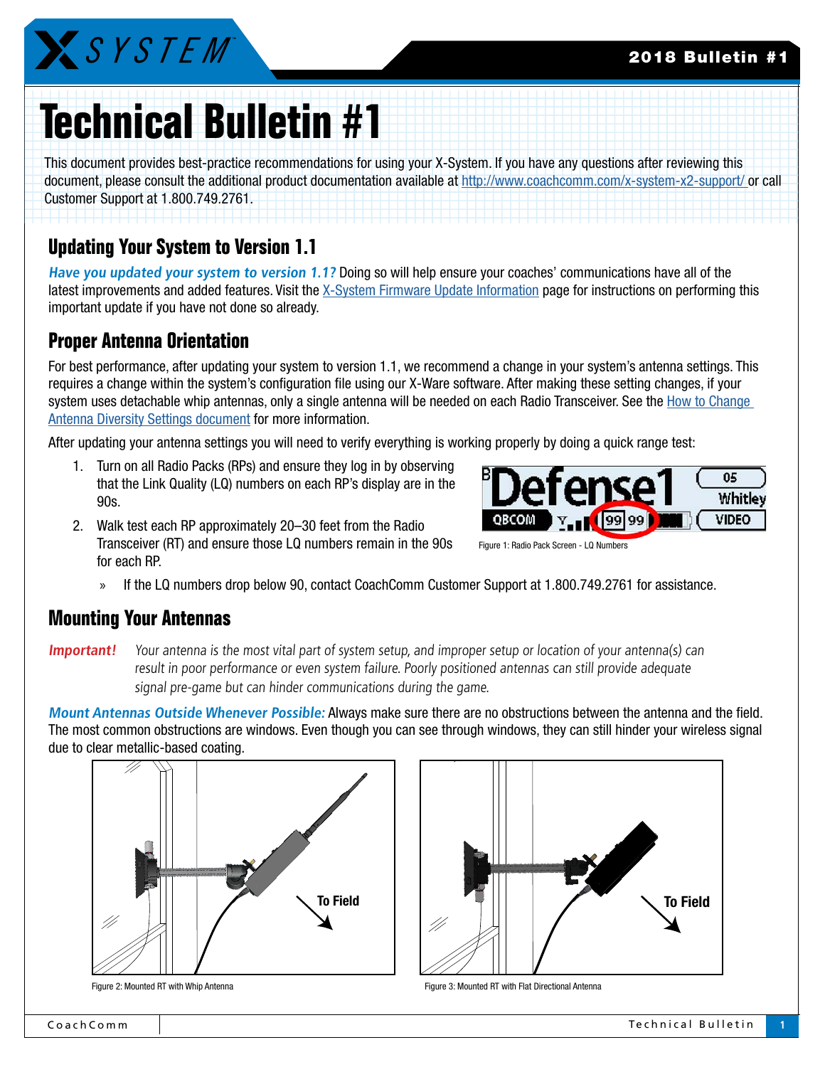# Technical Bulletin #1

This document provides best-practice recommendations for using your X-System. If you have any questions after reviewing this document, please consult the additional product documentation available at http://www.coachcomm.com/x-system-x2-support/ or call Customer Support at 1.800.749.2761.

## Updating Your System to Version 1.1

***Have you updated your system to version 1.1?*** Doing so will help ensure your coaches' communications have all of the latest improvements and added features. Visit the X-System Firmware Update Information page for instructions on performing this important update if you have not done so already.

## Proper Antenna Orientation

For best performance, after updating your system to version 1.1, we recommend a change in your system's antenna settings. This requires a change within the system's configuration file using our X-Ware software. After making these setting changes, if your system uses detachable whip antennas, only a single antenna will be needed on each Radio Transceiver. See the How to Change Antenna Diversity Settings document for more information.

After updating your antenna settings you will need to verify everything is working properly by doing a quick range test:

1. Turn on all Radio Packs (RPs) and ensure they log in by observing that the Link Quality (LQ) numbers on each RP's display are in the 90s.
2. Walk test each RP approximately 20–30 feet from the Radio Transceiver (RT) and ensure those LQ numbers remain in the 90s for each RP.
   - If the LQ numbers drop below 90, contact CoachComm Customer Support at 1.800.749.2761 for assistance.

Figure 1: Radio Pack Screen - LQ Numbers

## Mounting Your Antennas

***Important!*** *Your antenna is the most vital part of system setup, and improper setup or location of your antenna(s) can result in poor performance or even system failure. Poorly positioned antennas can still provide adequate signal pre-game but can hinder communications during the game.*

***Mount Antennas Outside Whenever Possible:*** Always make sure there are no obstructions between the antenna and the field. The most common obstructions are windows. Even though you can see through windows, they can still hinder your wireless signal due to clear metallic-based coating.

Figure 2: Mounted RT with Whip Antenna

Figure 3: Mounted RT with Flat Directional Antenna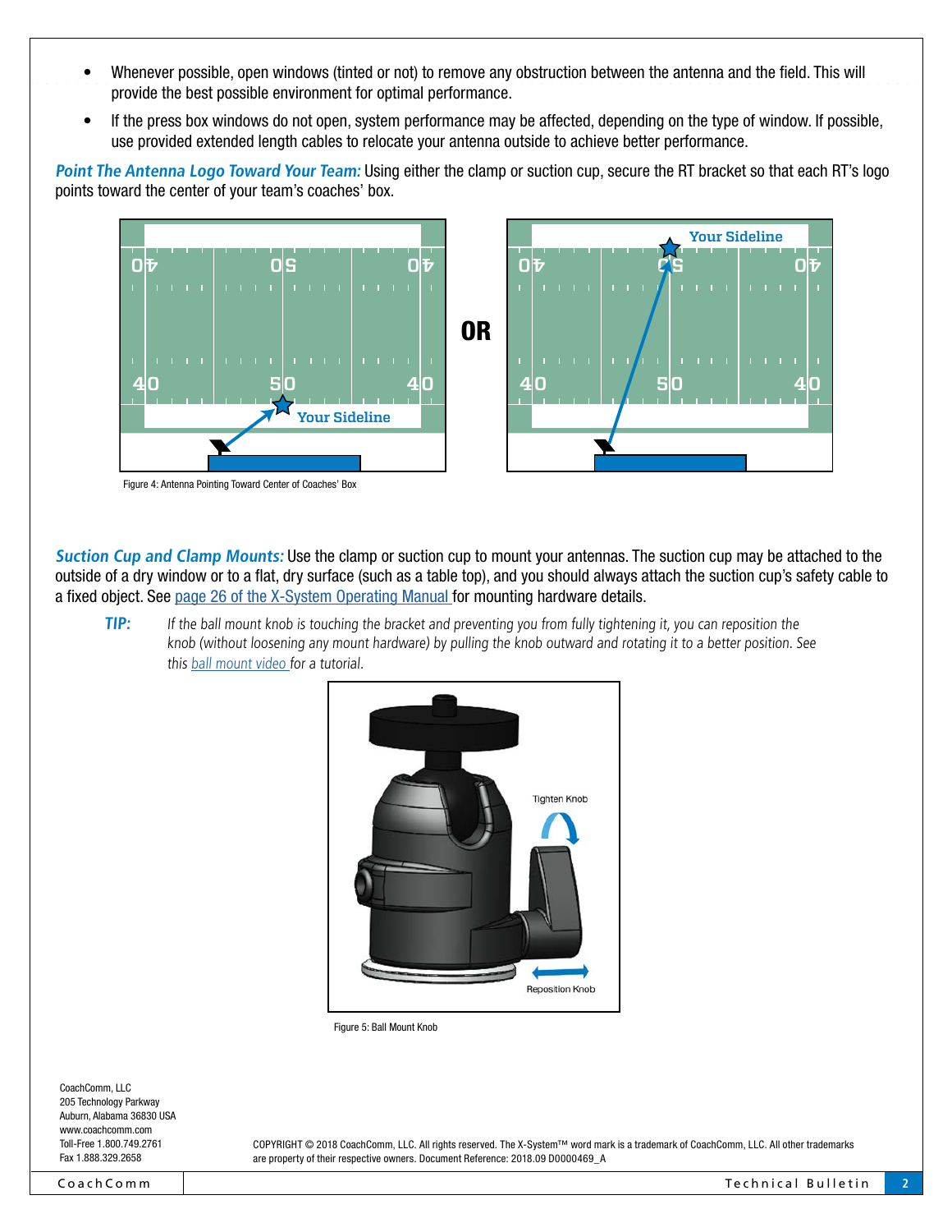- Whenever possible, open windows (tinted or not) to remove any obstruction between the antenna and the field. This will provide the best possible environment for optimal performance.
- If the press box windows do not open, system performance may be affected, depending on the type of window. If possible, use provided extended length cables to relocate your antenna outside to achieve better performance.

***Point The Antenna Logo Toward Your Team:*** Using either the clamp or suction cup, secure the RT bracket so that each RT's logo points toward the center of your team's coaches' box.

40 50 40
40 50 40
Your Sideline

OR

40 50 40
40 50 40
Your Sideline

Figure 4: Antenna Pointing Toward Center of Coaches' Box

***Suction Cup and Clamp Mounts:*** Use the clamp or suction cup to mount your antennas. The suction cup may be attached to the outside of a dry window or to a flat, dry surface (such as a table top), and you should always attach the suction cup's safety cable to a fixed object. See page 26 of the X-System Operating Manual for mounting hardware details.

***TIP:*** *If the ball mount knob is touching the bracket and preventing you from fully tightening it, you can reposition the knob (without loosening any mount hardware) by pulling the knob outward and rotating it to a better position. See this ball mount video for a tutorial.*

Tighten Knob
Reposition Knob

Figure 5: Ball Mount Knob

CoachComm, LLC
205 Technology Parkway
Auburn, Alabama 36830 USA
www.coachcomm.com
Toll-Free 1.800.749.2761
Fax 1.888.329.2658

COPYRIGHT © 2018 CoachComm, LLC. All rights reserved. The X-System™ word mark is a trademark of CoachComm, LLC. All other trademarks are property of their respective owners. Document Reference: 2018.09 D0000469_A